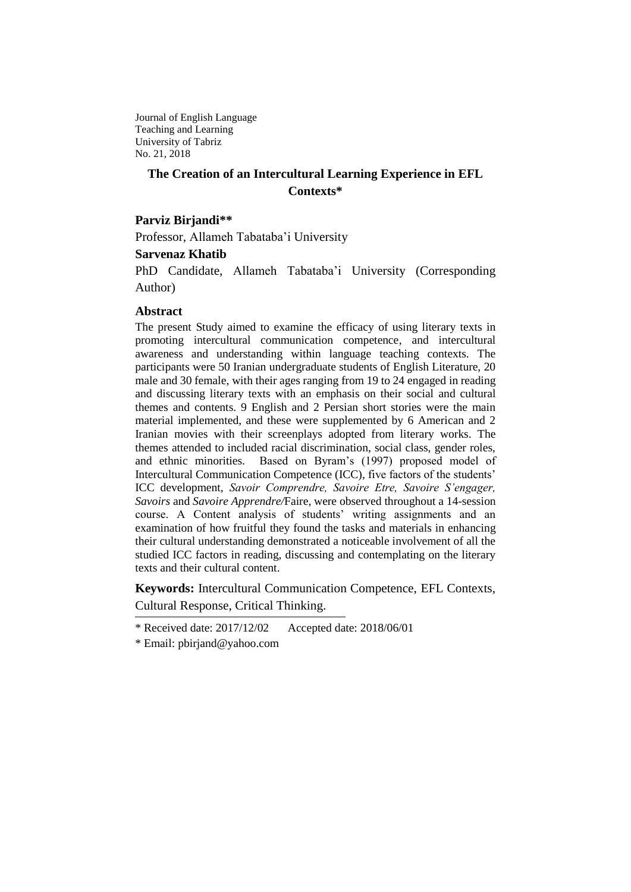Journal of English Language
Teaching and Learning
University of Tabriz
No. 21, 2018

# The Creation of an Intercultural Learning Experience in EFL Contexts*

**Parviz Birjandi****

Professor, Allameh Tabataba'i University

**Sarvenaz Khatib**

PhD Candidate, Allameh Tabataba'i University (Corresponding Author)

## Abstract

The present Study aimed to examine the efficacy of using literary texts in promoting intercultural communication competence, and intercultural awareness and understanding within language teaching contexts. The participants were 50 Iranian undergraduate students of English Literature, 20 male and 30 female, with their ages ranging from 19 to 24 engaged in reading and discussing literary texts with an emphasis on their social and cultural themes and contents. 9 English and 2 Persian short stories were the main material implemented, and these were supplemented by 6 American and 2 Iranian movies with their screenplays adopted from literary works. The themes attended to included racial discrimination, social class, gender roles, and ethnic minorities. Based on Byram's (1997) proposed model of Intercultural Communication Competence (ICC), five factors of the students' ICC development, *Savoir Comprendre, Savoire Etre, Savoire S'engager, Savoirs* and *Savoire Apprendre/*Faire, were observed throughout a 14-session course. A Content analysis of students' writing assignments and an examination of how fruitful they found the tasks and materials in enhancing their cultural understanding demonstrated a noticeable involvement of all the studied ICC factors in reading, discussing and contemplating on the literary texts and their cultural content.

**Keywords:** Intercultural Communication Competence, EFL Contexts, Cultural Response, Critical Thinking.

---

* Received date: 2017/12/02 Accepted date: 2018/06/01

* Email: pbirjand@yahoo.com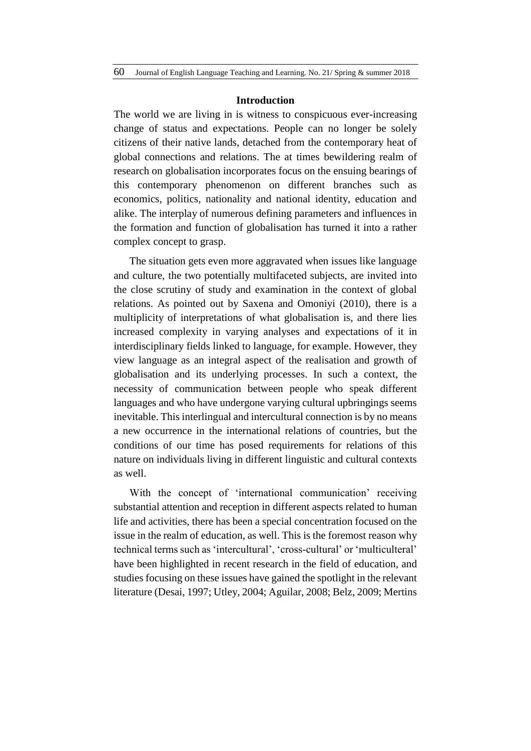## Introduction

The world we are living in is witness to conspicuous ever-increasing change of status and expectations. People can no longer be solely citizens of their native lands, detached from the contemporary heat of global connections and relations. The at times bewildering realm of research on globalisation incorporates focus on the ensuing bearings of this contemporary phenomenon on different branches such as economics, politics, nationality and national identity, education and alike. The interplay of numerous defining parameters and influences in the formation and function of globalisation has turned it into a rather complex concept to grasp.

The situation gets even more aggravated when issues like language and culture, the two potentially multifaceted subjects, are invited into the close scrutiny of study and examination in the context of global relations. As pointed out by Saxena and Omoniyi (2010), there is a multiplicity of interpretations of what globalisation is, and there lies increased complexity in varying analyses and expectations of it in interdisciplinary fields linked to language, for example. However, they view language as an integral aspect of the realisation and growth of globalisation and its underlying processes. In such a context, the necessity of communication between people who speak different languages and who have undergone varying cultural upbringings seems inevitable. This interlingual and intercultural connection is by no means a new occurrence in the international relations of countries, but the conditions of our time has posed requirements for relations of this nature on individuals living in different linguistic and cultural contexts as well.

With the concept of 'international communication' receiving substantial attention and reception in different aspects related to human life and activities, there has been a special concentration focused on the issue in the realm of education, as well. This is the foremost reason why technical terms such as 'intercultural', 'cross-cultural' or 'multiculteral' have been highlighted in recent research in the field of education, and studies focusing on these issues have gained the spotlight in the relevant literature (Desai, 1997; Utley, 2004; Aguilar, 2008; Belz, 2009; Mertins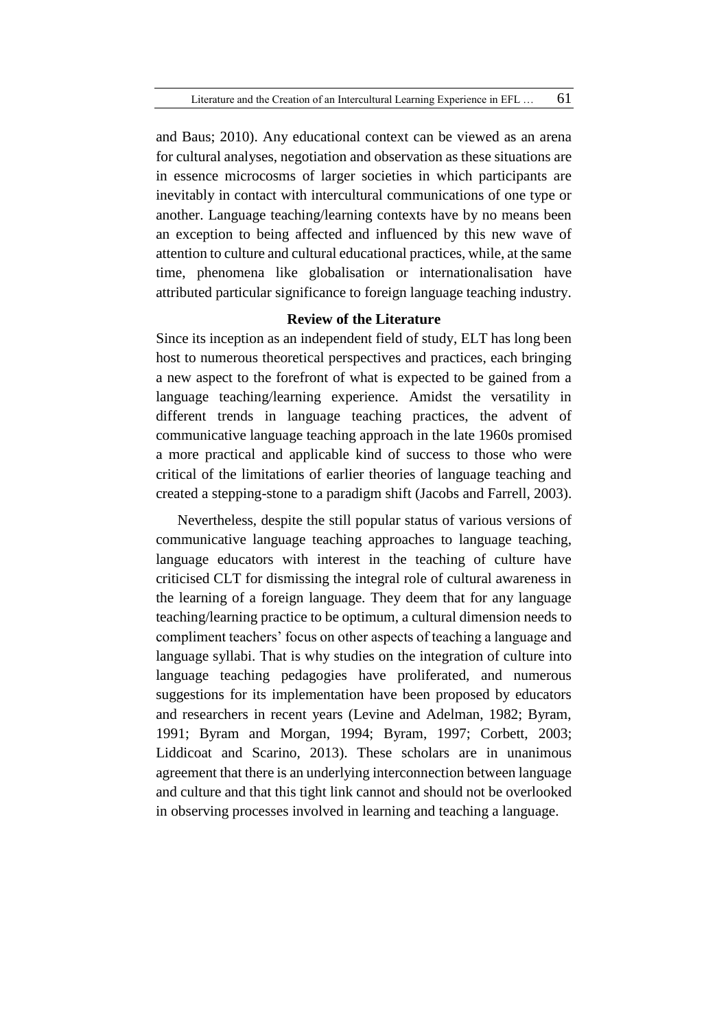and Baus; 2010). Any educational context can be viewed as an arena for cultural analyses, negotiation and observation as these situations are in essence microcosms of larger societies in which participants are inevitably in contact with intercultural communications of one type or another. Language teaching/learning contexts have by no means been an exception to being affected and influenced by this new wave of attention to culture and cultural educational practices, while, at the same time, phenomena like globalisation or internationalisation have attributed particular significance to foreign language teaching industry.

## Review of the Literature

Since its inception as an independent field of study, ELT has long been host to numerous theoretical perspectives and practices, each bringing a new aspect to the forefront of what is expected to be gained from a language teaching/learning experience. Amidst the versatility in different trends in language teaching practices, the advent of communicative language teaching approach in the late 1960s promised a more practical and applicable kind of success to those who were critical of the limitations of earlier theories of language teaching and created a stepping-stone to a paradigm shift (Jacobs and Farrell, 2003).

Nevertheless, despite the still popular status of various versions of communicative language teaching approaches to language teaching, language educators with interest in the teaching of culture have criticised CLT for dismissing the integral role of cultural awareness in the learning of a foreign language. They deem that for any language teaching/learning practice to be optimum, a cultural dimension needs to compliment teachers' focus on other aspects of teaching a language and language syllabi. That is why studies on the integration of culture into language teaching pedagogies have proliferated, and numerous suggestions for its implementation have been proposed by educators and researchers in recent years (Levine and Adelman, 1982; Byram, 1991; Byram and Morgan, 1994; Byram, 1997; Corbett, 2003; Liddicoat and Scarino, 2013). These scholars are in unanimous agreement that there is an underlying interconnection between language and culture and that this tight link cannot and should not be overlooked in observing processes involved in learning and teaching a language.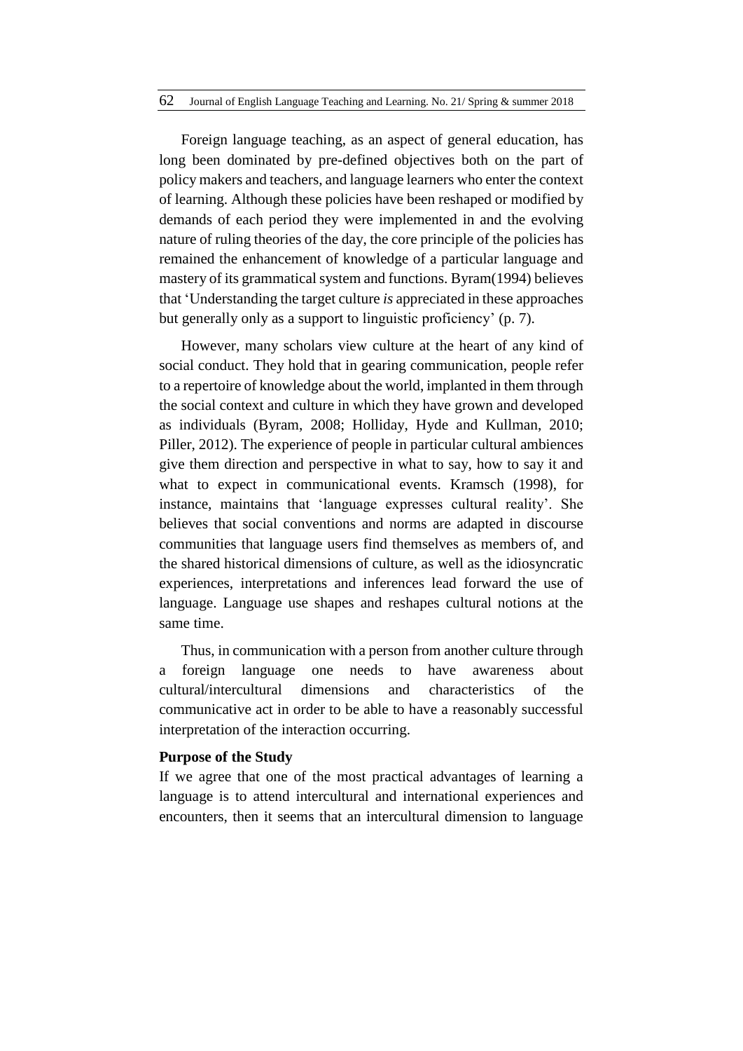Foreign language teaching, as an aspect of general education, has long been dominated by pre-defined objectives both on the part of policy makers and teachers, and language learners who enter the context of learning. Although these policies have been reshaped or modified by demands of each period they were implemented in and the evolving nature of ruling theories of the day, the core principle of the policies has remained the enhancement of knowledge of a particular language and mastery of its grammatical system and functions. Byram(1994) believes that 'Understanding the target culture *is* appreciated in these approaches but generally only as a support to linguistic proficiency' (p. 7).

However, many scholars view culture at the heart of any kind of social conduct. They hold that in gearing communication, people refer to a repertoire of knowledge about the world, implanted in them through the social context and culture in which they have grown and developed as individuals (Byram, 2008; Holliday, Hyde and Kullman, 2010; Piller, 2012). The experience of people in particular cultural ambiences give them direction and perspective in what to say, how to say it and what to expect in communicational events. Kramsch (1998), for instance, maintains that 'language expresses cultural reality'. She believes that social conventions and norms are adapted in discourse communities that language users find themselves as members of, and the shared historical dimensions of culture, as well as the idiosyncratic experiences, interpretations and inferences lead forward the use of language. Language use shapes and reshapes cultural notions at the same time.

Thus, in communication with a person from another culture through a foreign language one needs to have awareness about cultural/intercultural dimensions and characteristics of the communicative act in order to be able to have a reasonably successful interpretation of the interaction occurring.

**Purpose of the Study**

If we agree that one of the most practical advantages of learning a language is to attend intercultural and international experiences and encounters, then it seems that an intercultural dimension to language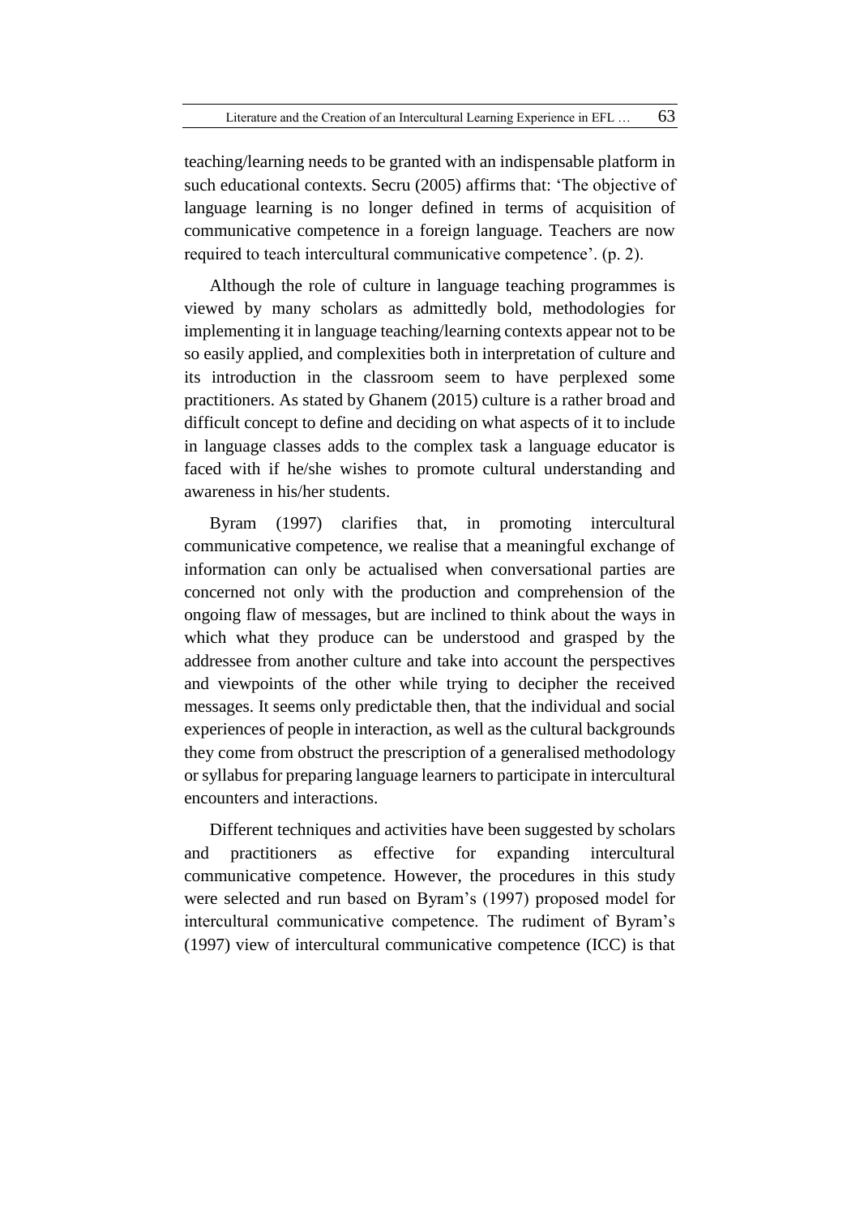teaching/learning needs to be granted with an indispensable platform in such educational contexts. Secru (2005) affirms that: 'The objective of language learning is no longer defined in terms of acquisition of communicative competence in a foreign language. Teachers are now required to teach intercultural communicative competence'. (p. 2).

Although the role of culture in language teaching programmes is viewed by many scholars as admittedly bold, methodologies for implementing it in language teaching/learning contexts appear not to be so easily applied, and complexities both in interpretation of culture and its introduction in the classroom seem to have perplexed some practitioners. As stated by Ghanem (2015) culture is a rather broad and difficult concept to define and deciding on what aspects of it to include in language classes adds to the complex task a language educator is faced with if he/she wishes to promote cultural understanding and awareness in his/her students.

Byram (1997) clarifies that, in promoting intercultural communicative competence, we realise that a meaningful exchange of information can only be actualised when conversational parties are concerned not only with the production and comprehension of the ongoing flaw of messages, but are inclined to think about the ways in which what they produce can be understood and grasped by the addressee from another culture and take into account the perspectives and viewpoints of the other while trying to decipher the received messages. It seems only predictable then, that the individual and social experiences of people in interaction, as well as the cultural backgrounds they come from obstruct the prescription of a generalised methodology or syllabus for preparing language learners to participate in intercultural encounters and interactions.

Different techniques and activities have been suggested by scholars and practitioners as effective for expanding intercultural communicative competence. However, the procedures in this study were selected and run based on Byram's (1997) proposed model for intercultural communicative competence. The rudiment of Byram's (1997) view of intercultural communicative competence (ICC) is that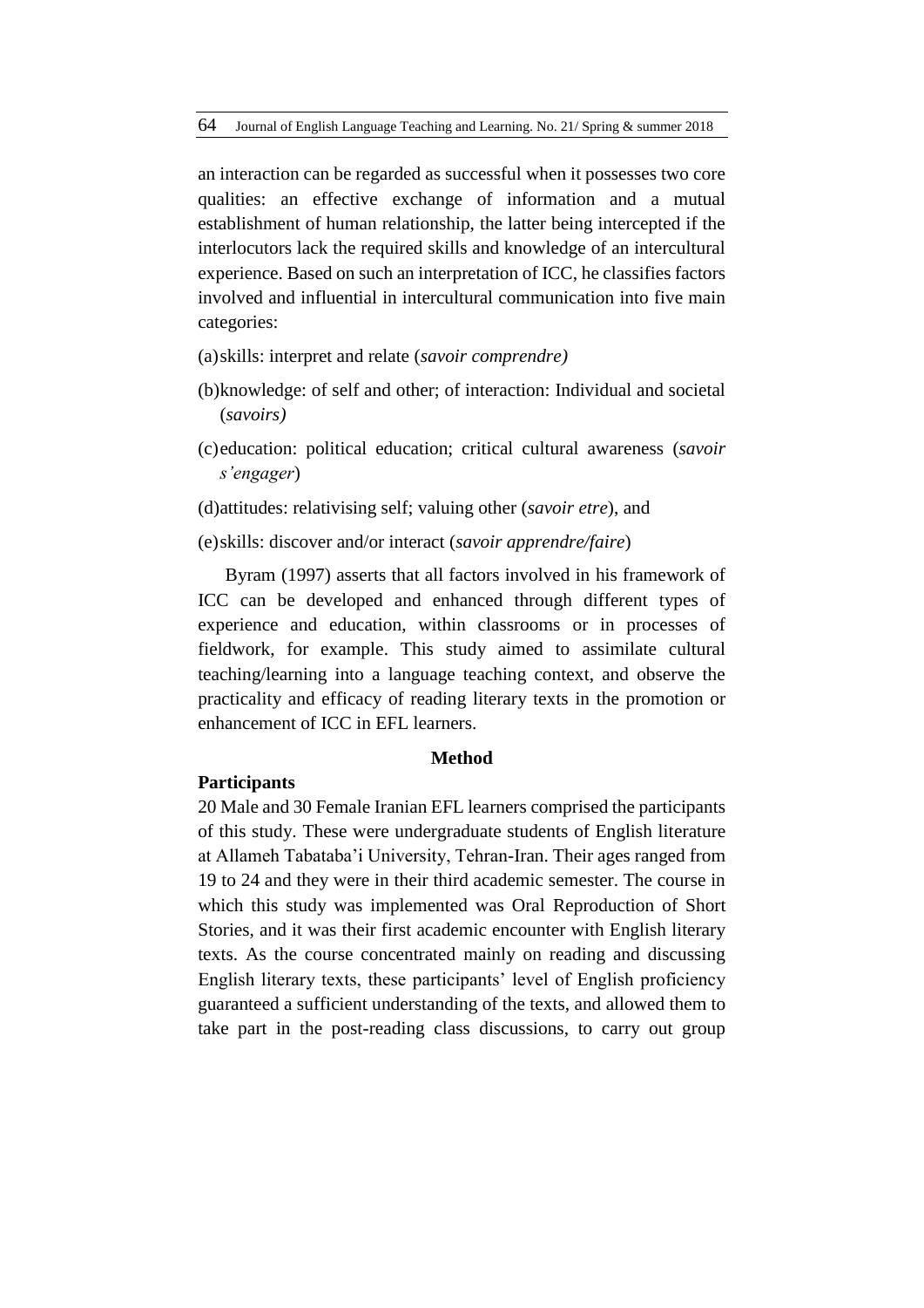an interaction can be regarded as successful when it possesses two core qualities: an effective exchange of information and a mutual establishment of human relationship, the latter being intercepted if the interlocutors lack the required skills and knowledge of an intercultural experience. Based on such an interpretation of ICC, he classifies factors involved and influential in intercultural communication into five main categories:

(a) skills: interpret and relate (*savoir comprendre)*

(b) knowledge: of self and other; of interaction: Individual and societal (*savoirs)*

(c) education: political education; critical cultural awareness (*savoir s'engager*)

(d) attitudes: relativising self; valuing other (*savoir etre*), and

(e) skills: discover and/or interact (*savoir apprendre/faire*)

Byram (1997) asserts that all factors involved in his framework of ICC can be developed and enhanced through different types of experience and education, within classrooms or in processes of fieldwork, for example. This study aimed to assimilate cultural teaching/learning into a language teaching context, and observe the practicality and efficacy of reading literary texts in the promotion or enhancement of ICC in EFL learners.

## Method

### Participants

20 Male and 30 Female Iranian EFL learners comprised the participants of this study. These were undergraduate students of English literature at Allameh Tabataba'i University, Tehran-Iran. Their ages ranged from 19 to 24 and they were in their third academic semester. The course in which this study was implemented was Oral Reproduction of Short Stories, and it was their first academic encounter with English literary texts. As the course concentrated mainly on reading and discussing English literary texts, these participants' level of English proficiency guaranteed a sufficient understanding of the texts, and allowed them to take part in the post-reading class discussions, to carry out group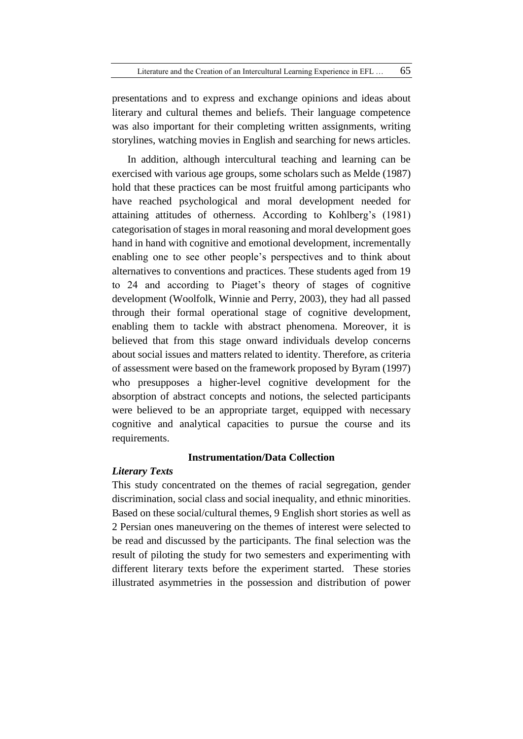presentations and to express and exchange opinions and ideas about literary and cultural themes and beliefs. Their language competence was also important for their completing written assignments, writing storylines, watching movies in English and searching for news articles.

In addition, although intercultural teaching and learning can be exercised with various age groups, some scholars such as Melde (1987) hold that these practices can be most fruitful among participants who have reached psychological and moral development needed for attaining attitudes of otherness. According to Kohlberg's (1981) categorisation of stages in moral reasoning and moral development goes hand in hand with cognitive and emotional development, incrementally enabling one to see other people's perspectives and to think about alternatives to conventions and practices. These students aged from 19 to 24 and according to Piaget's theory of stages of cognitive development (Woolfolk, Winnie and Perry, 2003), they had all passed through their formal operational stage of cognitive development, enabling them to tackle with abstract phenomena. Moreover, it is believed that from this stage onward individuals develop concerns about social issues and matters related to identity. Therefore, as criteria of assessment were based on the framework proposed by Byram (1997) who presupposes a higher-level cognitive development for the absorption of abstract concepts and notions, the selected participants were believed to be an appropriate target, equipped with necessary cognitive and analytical capacities to pursue the course and its requirements.

## Instrumentation/Data Collection

### *Literary Texts*

This study concentrated on the themes of racial segregation, gender discrimination, social class and social inequality, and ethnic minorities. Based on these social/cultural themes, 9 English short stories as well as 2 Persian ones maneuvering on the themes of interest were selected to be read and discussed by the participants. The final selection was the result of piloting the study for two semesters and experimenting with different literary texts before the experiment started. These stories illustrated asymmetries in the possession and distribution of power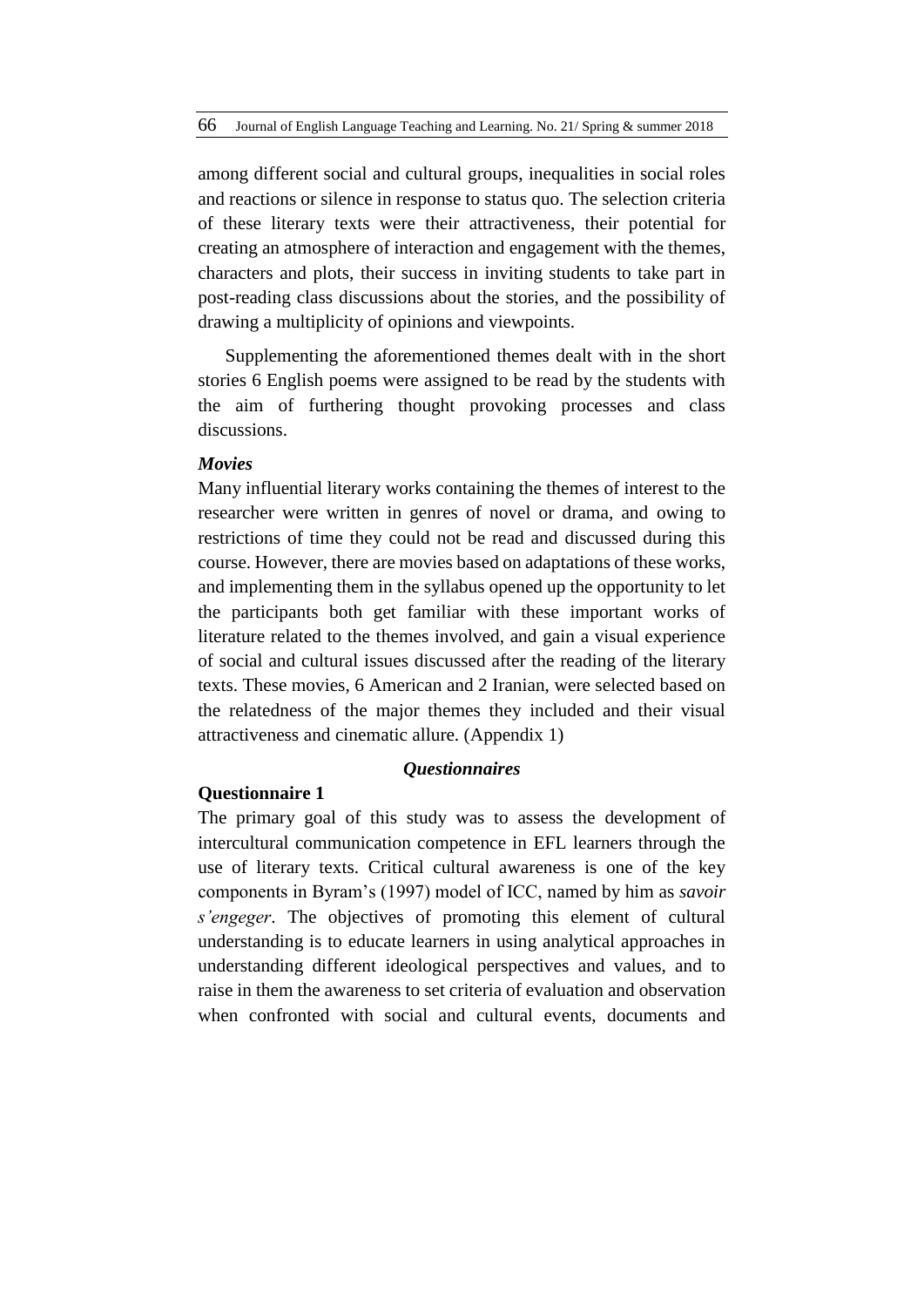among different social and cultural groups, inequalities in social roles and reactions or silence in response to status quo. The selection criteria of these literary texts were their attractiveness, their potential for creating an atmosphere of interaction and engagement with the themes, characters and plots, their success in inviting students to take part in post-reading class discussions about the stories, and the possibility of drawing a multiplicity of opinions and viewpoints.

Supplementing the aforementioned themes dealt with in the short stories 6 English poems were assigned to be read by the students with the aim of furthering thought provoking processes and class discussions.

***Movies***

Many influential literary works containing the themes of interest to the researcher were written in genres of novel or drama, and owing to restrictions of time they could not be read and discussed during this course. However, there are movies based on adaptations of these works, and implementing them in the syllabus opened up the opportunity to let the participants both get familiar with these important works of literature related to the themes involved, and gain a visual experience of social and cultural issues discussed after the reading of the literary texts. These movies, 6 American and 2 Iranian, were selected based on the relatedness of the major themes they included and their visual attractiveness and cinematic allure. (Appendix 1)

***Questionnaires***

**Questionnaire 1**

The primary goal of this study was to assess the development of intercultural communication competence in EFL learners through the use of literary texts. Critical cultural awareness is one of the key components in Byram's (1997) model of ICC, named by him as *savoir s'engeger*. The objectives of promoting this element of cultural understanding is to educate learners in using analytical approaches in understanding different ideological perspectives and values, and to raise in them the awareness to set criteria of evaluation and observation when confronted with social and cultural events, documents and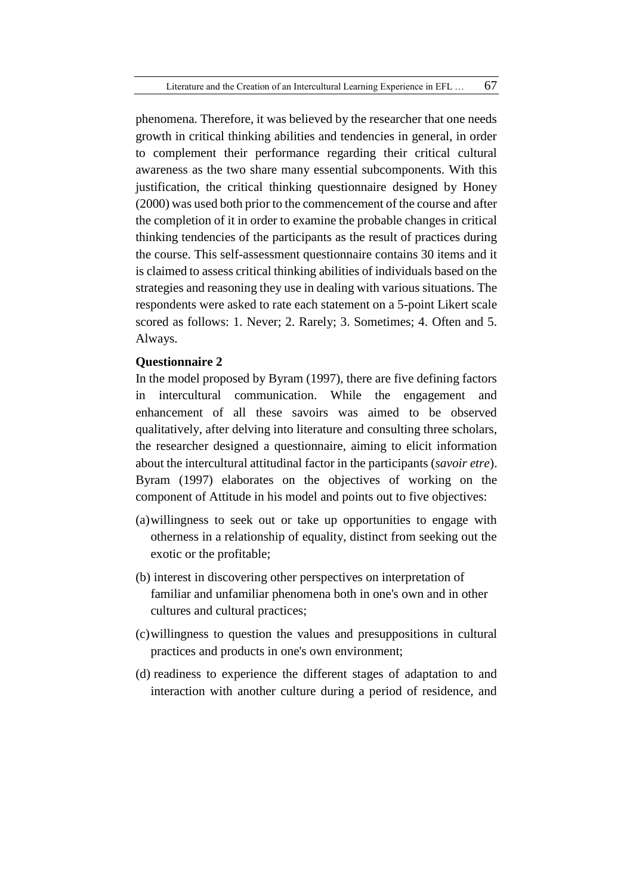phenomena. Therefore, it was believed by the researcher that one needs growth in critical thinking abilities and tendencies in general, in order to complement their performance regarding their critical cultural awareness as the two share many essential subcomponents. With this justification, the critical thinking questionnaire designed by Honey (2000) was used both prior to the commencement of the course and after the completion of it in order to examine the probable changes in critical thinking tendencies of the participants as the result of practices during the course. This self-assessment questionnaire contains 30 items and it is claimed to assess critical thinking abilities of individuals based on the strategies and reasoning they use in dealing with various situations. The respondents were asked to rate each statement on a 5-point Likert scale scored as follows: 1. Never; 2. Rarely; 3. Sometimes; 4. Often and 5. Always.

**Questionnaire 2**

In the model proposed by Byram (1997), there are five defining factors in intercultural communication. While the engagement and enhancement of all these savoirs was aimed to be observed qualitatively, after delving into literature and consulting three scholars, the researcher designed a questionnaire, aiming to elicit information about the intercultural attitudinal factor in the participants (*savoir etre*). Byram (1997) elaborates on the objectives of working on the component of Attitude in his model and points out to five objectives:

(a) willingness to seek out or take up opportunities to engage with otherness in a relationship of equality, distinct from seeking out the exotic or the profitable;

(b) interest in discovering other perspectives on interpretation of familiar and unfamiliar phenomena both in one's own and in other cultures and cultural practices;

(c) willingness to question the values and presuppositions in cultural practices and products in one's own environment;

(d) readiness to experience the different stages of adaptation to and interaction with another culture during a period of residence, and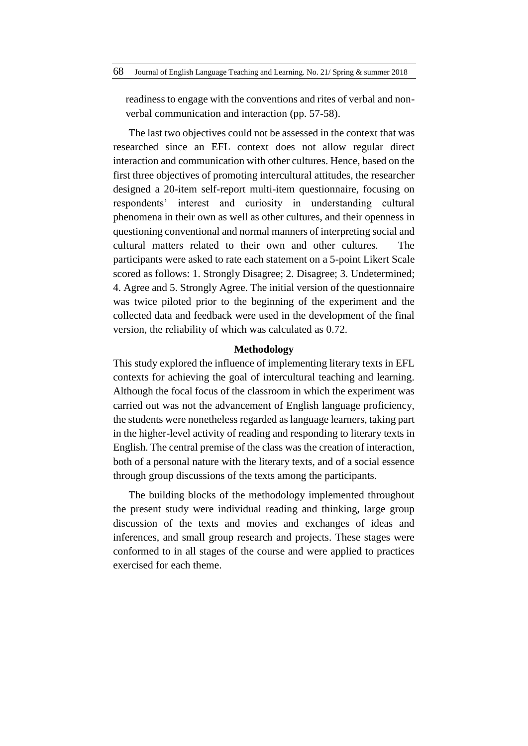readiness to engage with the conventions and rites of verbal and non-verbal communication and interaction (pp. 57-58).

The last two objectives could not be assessed in the context that was researched since an EFL context does not allow regular direct interaction and communication with other cultures. Hence, based on the first three objectives of promoting intercultural attitudes, the researcher designed a 20-item self-report multi-item questionnaire, focusing on respondents' interest and curiosity in understanding cultural phenomena in their own as well as other cultures, and their openness in questioning conventional and normal manners of interpreting social and cultural matters related to their own and other cultures. The participants were asked to rate each statement on a 5-point Likert Scale scored as follows: 1. Strongly Disagree; 2. Disagree; 3. Undetermined; 4. Agree and 5. Strongly Agree. The initial version of the questionnaire was twice piloted prior to the beginning of the experiment and the collected data and feedback were used in the development of the final version, the reliability of which was calculated as 0.72.

## Methodology

This study explored the influence of implementing literary texts in EFL contexts for achieving the goal of intercultural teaching and learning. Although the focal focus of the classroom in which the experiment was carried out was not the advancement of English language proficiency, the students were nonetheless regarded as language learners, taking part in the higher-level activity of reading and responding to literary texts in English. The central premise of the class was the creation of interaction, both of a personal nature with the literary texts, and of a social essence through group discussions of the texts among the participants.

The building blocks of the methodology implemented throughout the present study were individual reading and thinking, large group discussion of the texts and movies and exchanges of ideas and inferences, and small group research and projects. These stages were conformed to in all stages of the course and were applied to practices exercised for each theme.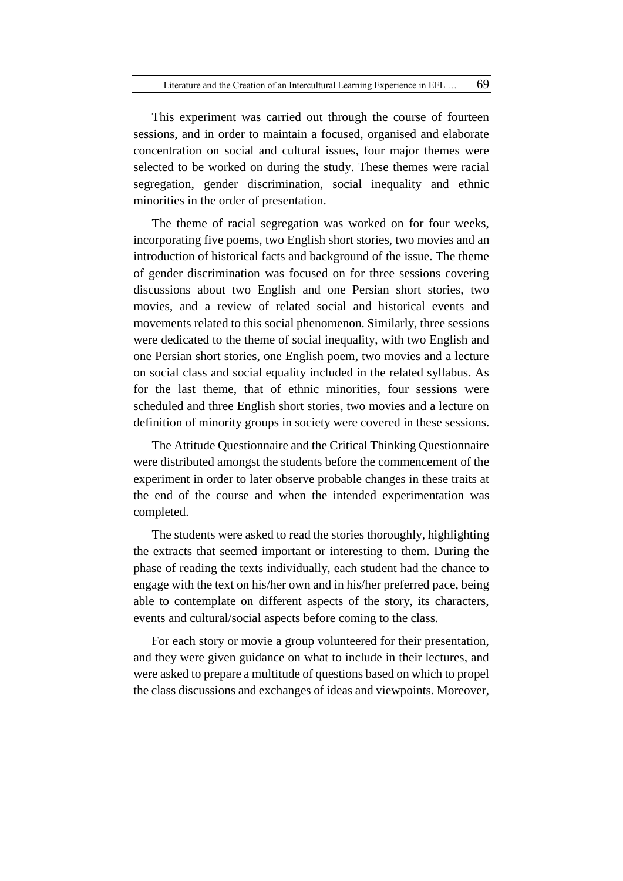This experiment was carried out through the course of fourteen sessions, and in order to maintain a focused, organised and elaborate concentration on social and cultural issues, four major themes were selected to be worked on during the study. These themes were racial segregation, gender discrimination, social inequality and ethnic minorities in the order of presentation.

The theme of racial segregation was worked on for four weeks, incorporating five poems, two English short stories, two movies and an introduction of historical facts and background of the issue. The theme of gender discrimination was focused on for three sessions covering discussions about two English and one Persian short stories, two movies, and a review of related social and historical events and movements related to this social phenomenon. Similarly, three sessions were dedicated to the theme of social inequality, with two English and one Persian short stories, one English poem, two movies and a lecture on social class and social equality included in the related syllabus. As for the last theme, that of ethnic minorities, four sessions were scheduled and three English short stories, two movies and a lecture on definition of minority groups in society were covered in these sessions.

The Attitude Questionnaire and the Critical Thinking Questionnaire were distributed amongst the students before the commencement of the experiment in order to later observe probable changes in these traits at the end of the course and when the intended experimentation was completed.

The students were asked to read the stories thoroughly, highlighting the extracts that seemed important or interesting to them. During the phase of reading the texts individually, each student had the chance to engage with the text on his/her own and in his/her preferred pace, being able to contemplate on different aspects of the story, its characters, events and cultural/social aspects before coming to the class.

For each story or movie a group volunteered for their presentation, and they were given guidance on what to include in their lectures, and were asked to prepare a multitude of questions based on which to propel the class discussions and exchanges of ideas and viewpoints. Moreover,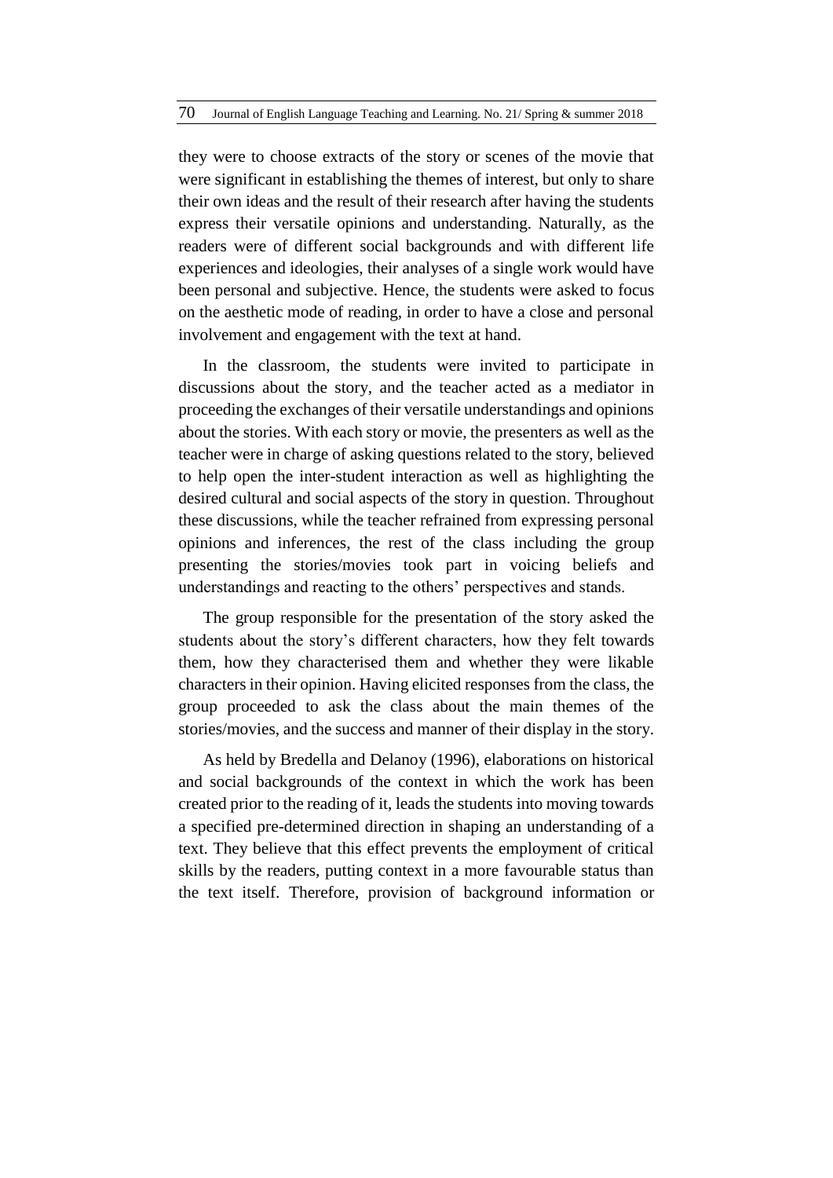they were to choose extracts of the story or scenes of the movie that were significant in establishing the themes of interest, but only to share their own ideas and the result of their research after having the students express their versatile opinions and understanding. Naturally, as the readers were of different social backgrounds and with different life experiences and ideologies, their analyses of a single work would have been personal and subjective. Hence, the students were asked to focus on the aesthetic mode of reading, in order to have a close and personal involvement and engagement with the text at hand.

In the classroom, the students were invited to participate in discussions about the story, and the teacher acted as a mediator in proceeding the exchanges of their versatile understandings and opinions about the stories. With each story or movie, the presenters as well as the teacher were in charge of asking questions related to the story, believed to help open the inter-student interaction as well as highlighting the desired cultural and social aspects of the story in question. Throughout these discussions, while the teacher refrained from expressing personal opinions and inferences, the rest of the class including the group presenting the stories/movies took part in voicing beliefs and understandings and reacting to the others' perspectives and stands.

The group responsible for the presentation of the story asked the students about the story's different characters, how they felt towards them, how they characterised them and whether they were likable characters in their opinion. Having elicited responses from the class, the group proceeded to ask the class about the main themes of the stories/movies, and the success and manner of their display in the story.

As held by Bredella and Delanoy (1996), elaborations on historical and social backgrounds of the context in which the work has been created prior to the reading of it, leads the students into moving towards a specified pre-determined direction in shaping an understanding of a text. They believe that this effect prevents the employment of critical skills by the readers, putting context in a more favourable status than the text itself. Therefore, provision of background information or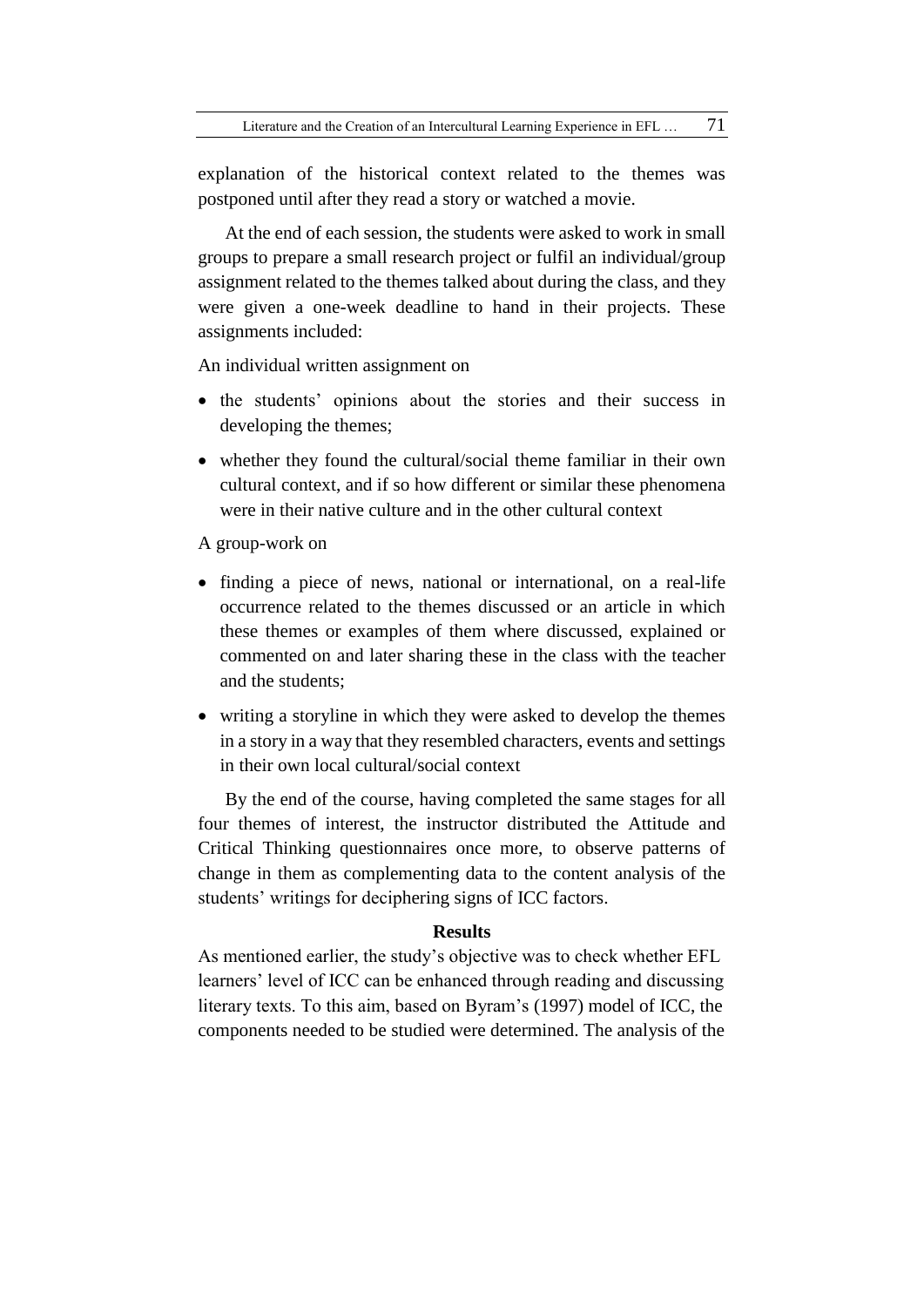explanation of the historical context related to the themes was postponed until after they read a story or watched a movie.

At the end of each session, the students were asked to work in small groups to prepare a small research project or fulfil an individual/group assignment related to the themes talked about during the class, and they were given a one-week deadline to hand in their projects. These assignments included:

An individual written assignment on

- the students' opinions about the stories and their success in developing the themes;
- whether they found the cultural/social theme familiar in their own cultural context, and if so how different or similar these phenomena were in their native culture and in the other cultural context

A group-work on

- finding a piece of news, national or international, on a real-life occurrence related to the themes discussed or an article in which these themes or examples of them where discussed, explained or commented on and later sharing these in the class with the teacher and the students;
- writing a storyline in which they were asked to develop the themes in a story in a way that they resembled characters, events and settings in their own local cultural/social context

By the end of the course, having completed the same stages for all four themes of interest, the instructor distributed the Attitude and Critical Thinking questionnaires once more, to observe patterns of change in them as complementing data to the content analysis of the students' writings for deciphering signs of ICC factors.

## Results

As mentioned earlier, the study's objective was to check whether EFL learners' level of ICC can be enhanced through reading and discussing literary texts. To this aim, based on Byram's (1997) model of ICC, the components needed to be studied were determined. The analysis of the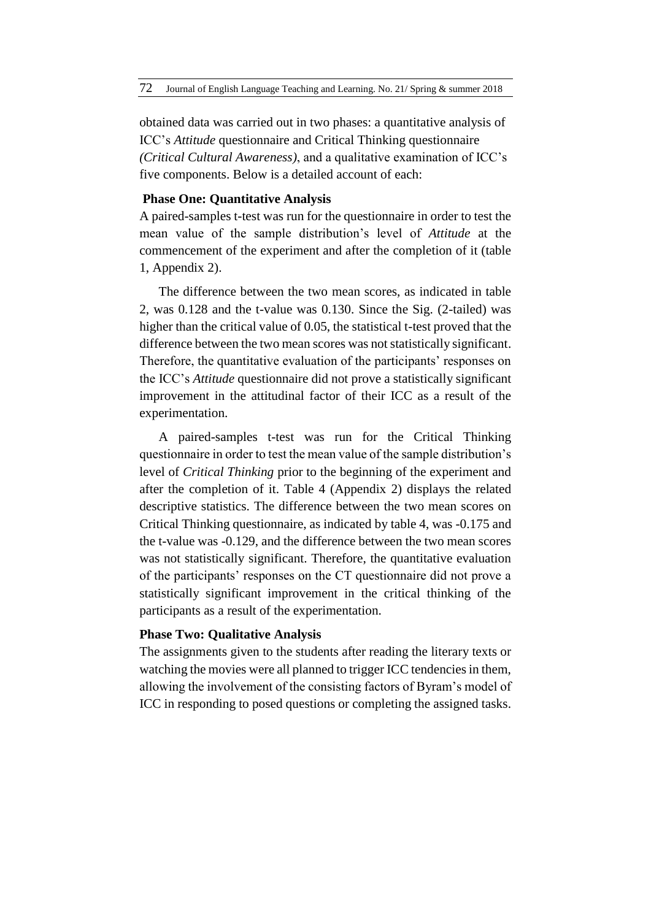obtained data was carried out in two phases: a quantitative analysis of ICC's *Attitude* questionnaire and Critical Thinking questionnaire *(Critical Cultural Awareness)*, and a qualitative examination of ICC's five components. Below is a detailed account of each:

### Phase One: Quantitative Analysis

A paired-samples t-test was run for the questionnaire in order to test the mean value of the sample distribution's level of *Attitude* at the commencement of the experiment and after the completion of it (table 1, Appendix 2).

The difference between the two mean scores, as indicated in table 2, was 0.128 and the t-value was 0.130. Since the Sig. (2-tailed) was higher than the critical value of 0.05, the statistical t-test proved that the difference between the two mean scores was not statistically significant. Therefore, the quantitative evaluation of the participants' responses on the ICC's *Attitude* questionnaire did not prove a statistically significant improvement in the attitudinal factor of their ICC as a result of the experimentation.

A paired-samples t-test was run for the Critical Thinking questionnaire in order to test the mean value of the sample distribution's level of *Critical Thinking* prior to the beginning of the experiment and after the completion of it. Table 4 (Appendix 2) displays the related descriptive statistics. The difference between the two mean scores on Critical Thinking questionnaire, as indicated by table 4, was -0.175 and the t-value was -0.129, and the difference between the two mean scores was not statistically significant. Therefore, the quantitative evaluation of the participants' responses on the CT questionnaire did not prove a statistically significant improvement in the critical thinking of the participants as a result of the experimentation.

### Phase Two: Qualitative Analysis

The assignments given to the students after reading the literary texts or watching the movies were all planned to trigger ICC tendencies in them, allowing the involvement of the consisting factors of Byram's model of ICC in responding to posed questions or completing the assigned tasks.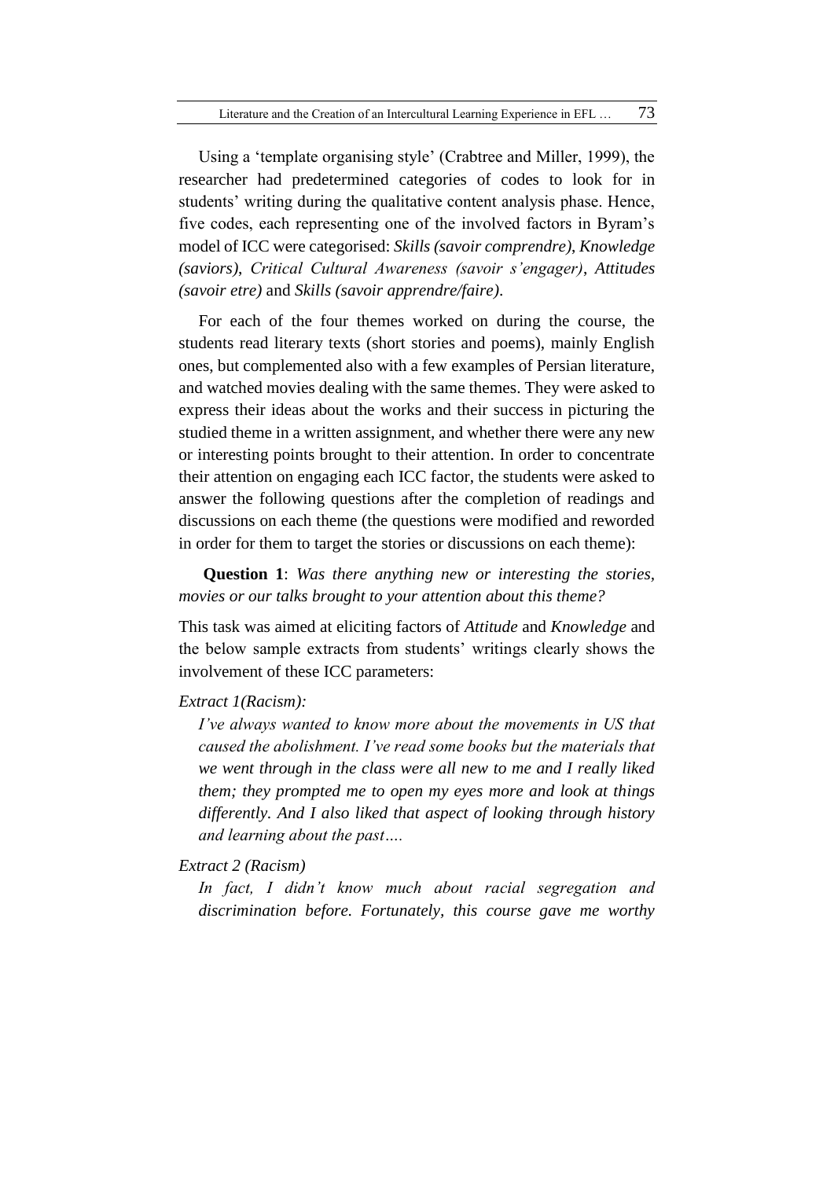Using a 'template organising style' (Crabtree and Miller, 1999), the researcher had predetermined categories of codes to look for in students' writing during the qualitative content analysis phase. Hence, five codes, each representing one of the involved factors in Byram's model of ICC were categorised: *Skills (savoir comprendre)*, *Knowledge (saviors)*, *Critical Cultural Awareness (savoir s'engager)*, *Attitudes (savoir etre)* and *Skills (savoir apprendre/faire)*.

For each of the four themes worked on during the course, the students read literary texts (short stories and poems), mainly English ones, but complemented also with a few examples of Persian literature, and watched movies dealing with the same themes. They were asked to express their ideas about the works and their success in picturing the studied theme in a written assignment, and whether there were any new or interesting points brought to their attention. In order to concentrate their attention on engaging each ICC factor, the students were asked to answer the following questions after the completion of readings and discussions on each theme (the questions were modified and reworded in order for them to target the stories or discussions on each theme):

**Question 1**: *Was there anything new or interesting the stories, movies or our talks brought to your attention about this theme?*

This task was aimed at eliciting factors of *Attitude* and *Knowledge* and the below sample extracts from students' writings clearly shows the involvement of these ICC parameters:

*Extract 1(Racism):*

> *I've always wanted to know more about the movements in US that caused the abolishment. I've read some books but the materials that we went through in the class were all new to me and I really liked them; they prompted me to open my eyes more and look at things differently. And I also liked that aspect of looking through history and learning about the past….*

*Extract 2 (Racism)*

> *In fact, I didn't know much about racial segregation and discrimination before. Fortunately, this course gave me worthy*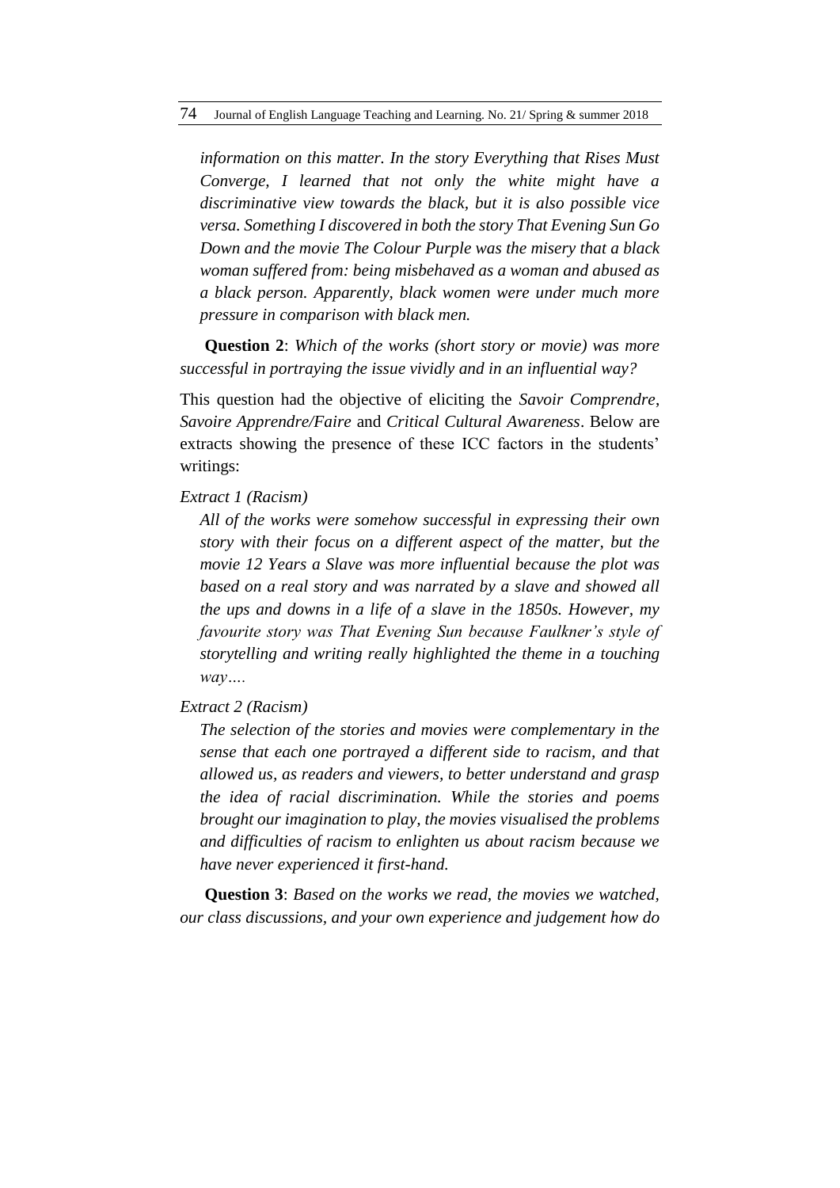*information on this matter. In the story Everything that Rises Must Converge, I learned that not only the white might have a discriminative view towards the black, but it is also possible vice versa. Something I discovered in both the story That Evening Sun Go Down and the movie The Colour Purple was the misery that a black woman suffered from: being misbehaved as a woman and abused as a black person. Apparently, black women were under much more pressure in comparison with black men.*

**Question 2**: *Which of the works (short story or movie) was more successful in portraying the issue vividly and in an influential way?*

This question had the objective of eliciting the *Savoir Comprendre*, *Savoire Apprendre/Faire* and *Critical Cultural Awareness*. Below are extracts showing the presence of these ICC factors in the students' writings:

*Extract 1 (Racism)*

*All of the works were somehow successful in expressing their own story with their focus on a different aspect of the matter, but the movie 12 Years a Slave was more influential because the plot was based on a real story and was narrated by a slave and showed all the ups and downs in a life of a slave in the 1850s. However, my favourite story was That Evening Sun because Faulkner's style of storytelling and writing really highlighted the theme in a touching way….*

*Extract 2 (Racism)*

*The selection of the stories and movies were complementary in the sense that each one portrayed a different side to racism, and that allowed us, as readers and viewers, to better understand and grasp the idea of racial discrimination. While the stories and poems brought our imagination to play, the movies visualised the problems and difficulties of racism to enlighten us about racism because we have never experienced it first-hand.*

**Question 3**: *Based on the works we read, the movies we watched, our class discussions, and your own experience and judgement how do*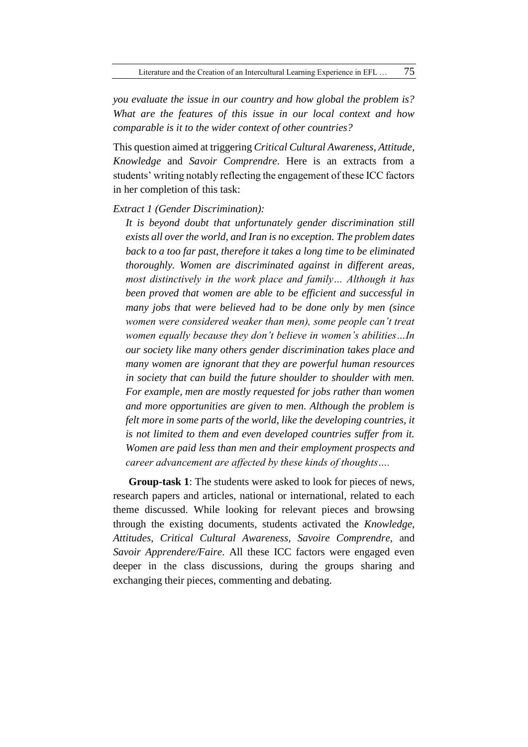*you evaluate the issue in our country and how global the problem is? What are the features of this issue in our local context and how comparable is it to the wider context of other countries?*

This question aimed at triggering *Critical Cultural Awareness*, *Attitude*, *Knowledge* and *Savoir Comprendre*. Here is an extracts from a students' writing notably reflecting the engagement of these ICC factors in her completion of this task:

*Extract 1 (Gender Discrimination):*

> *It is beyond doubt that unfortunately gender discrimination still exists all over the world, and Iran is no exception. The problem dates back to a too far past, therefore it takes a long time to be eliminated thoroughly. Women are discriminated against in different areas, most distinctively in the work place and family… Although it has been proved that women are able to be efficient and successful in many jobs that were believed had to be done only by men (since women were considered weaker than men), some people can't treat women equally because they don't believe in women's abilities…In our society like many others gender discrimination takes place and many women are ignorant that they are powerful human resources in society that can build the future shoulder to shoulder with men. For example, men are mostly requested for jobs rather than women and more opportunities are given to men. Although the problem is felt more in some parts of the world, like the developing countries, it is not limited to them and even developed countries suffer from it. Women are paid less than men and their employment prospects and career advancement are affected by these kinds of thoughts….*

**Group-task 1**: The students were asked to look for pieces of news, research papers and articles, national or international, related to each theme discussed. While looking for relevant pieces and browsing through the existing documents, students activated the *Knowledge*, *Attitudes, Critical Cultural Awareness, Savoire Comprendre,* and *Savoir Apprendere/Faire*. All these ICC factors were engaged even deeper in the class discussions, during the groups sharing and exchanging their pieces, commenting and debating.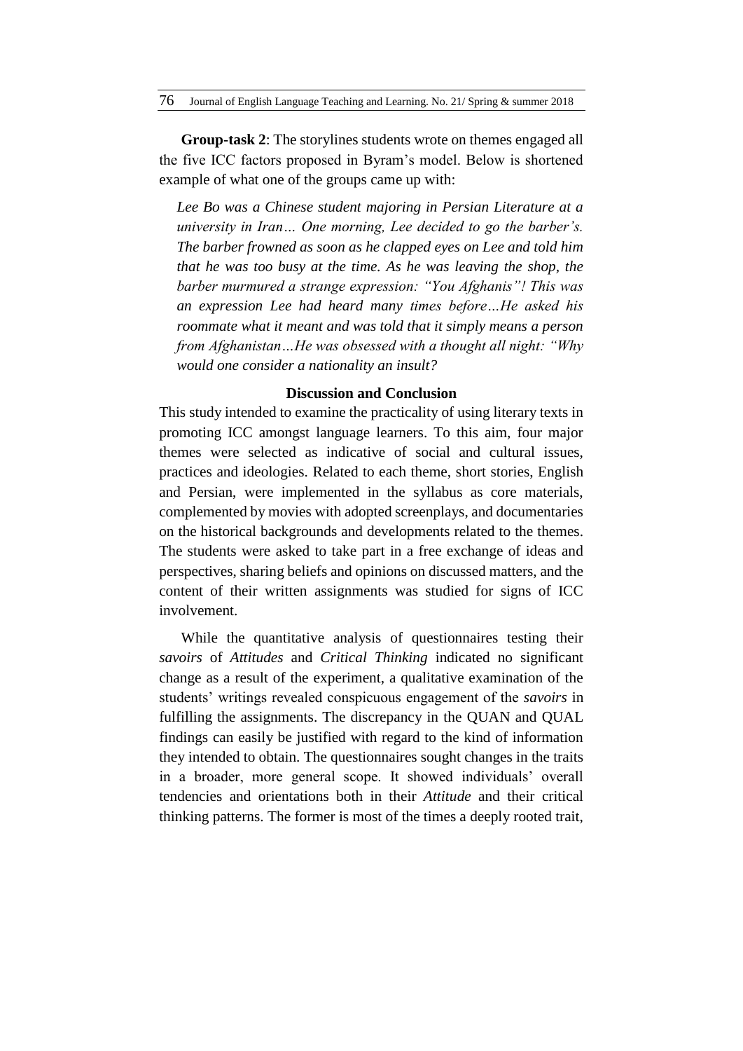**Group-task 2**: The storylines students wrote on themes engaged all the five ICC factors proposed in Byram's model. Below is shortened example of what one of the groups came up with:

> *Lee Bo was a Chinese student majoring in Persian Literature at a university in Iran… One morning, Lee decided to go the barber's. The barber frowned as soon as he clapped eyes on Lee and told him that he was too busy at the time. As he was leaving the shop, the barber murmured a strange expression: "You Afghanis"! This was an expression Lee had heard many times before…He asked his roommate what it meant and was told that it simply means a person from Afghanistan…He was obsessed with a thought all night: "Why would one consider a nationality an insult?*

## Discussion and Conclusion

This study intended to examine the practicality of using literary texts in promoting ICC amongst language learners. To this aim, four major themes were selected as indicative of social and cultural issues, practices and ideologies. Related to each theme, short stories, English and Persian, were implemented in the syllabus as core materials, complemented by movies with adopted screenplays, and documentaries on the historical backgrounds and developments related to the themes. The students were asked to take part in a free exchange of ideas and perspectives, sharing beliefs and opinions on discussed matters, and the content of their written assignments was studied for signs of ICC involvement.

While the quantitative analysis of questionnaires testing their *savoirs* of *Attitudes* and *Critical Thinking* indicated no significant change as a result of the experiment, a qualitative examination of the students' writings revealed conspicuous engagement of the *savoirs* in fulfilling the assignments. The discrepancy in the QUAN and QUAL findings can easily be justified with regard to the kind of information they intended to obtain. The questionnaires sought changes in the traits in a broader, more general scope. It showed individuals' overall tendencies and orientations both in their *Attitude* and their critical thinking patterns. The former is most of the times a deeply rooted trait,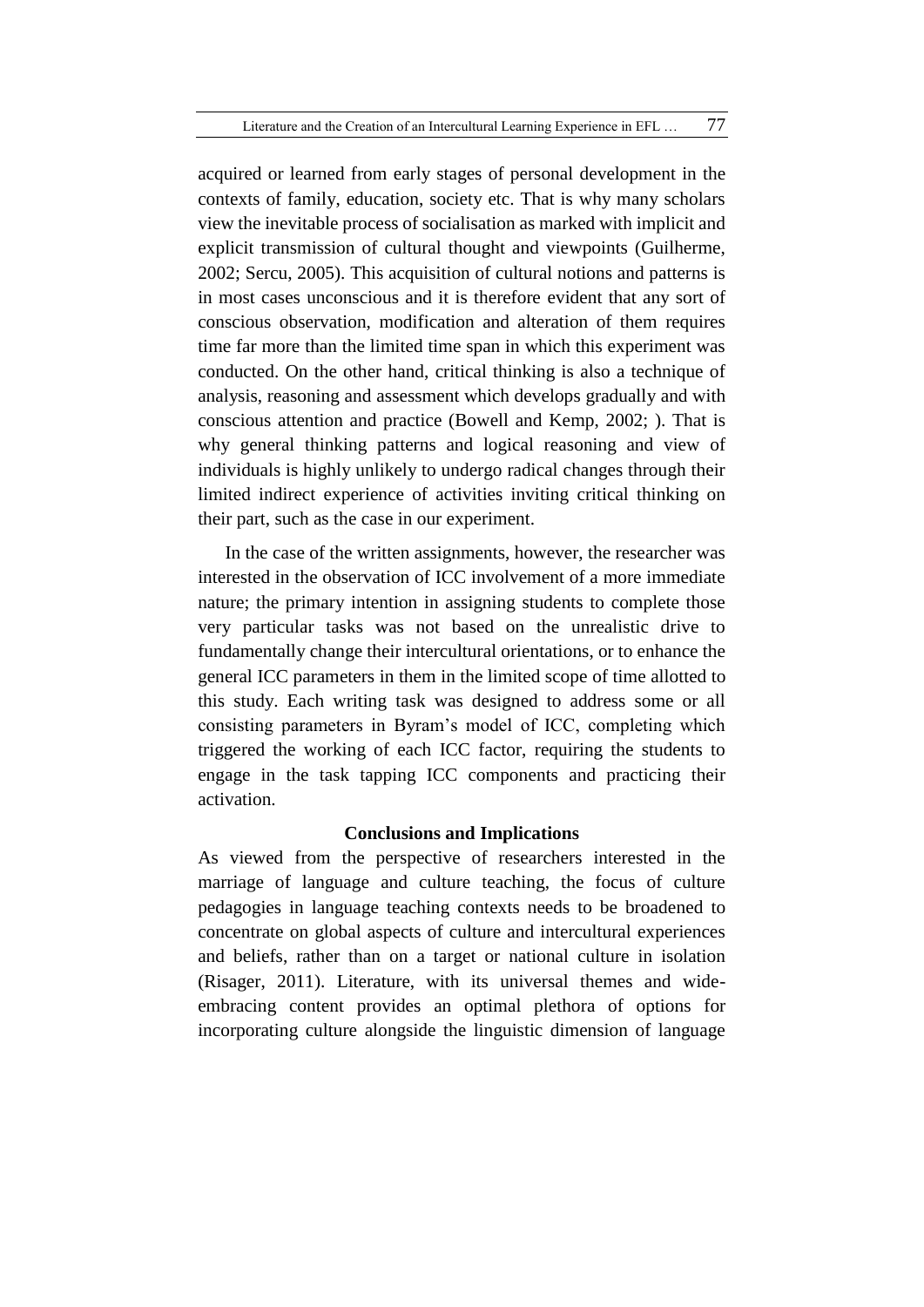acquired or learned from early stages of personal development in the contexts of family, education, society etc. That is why many scholars view the inevitable process of socialisation as marked with implicit and explicit transmission of cultural thought and viewpoints (Guilherme, 2002; Sercu, 2005). This acquisition of cultural notions and patterns is in most cases unconscious and it is therefore evident that any sort of conscious observation, modification and alteration of them requires time far more than the limited time span in which this experiment was conducted. On the other hand, critical thinking is also a technique of analysis, reasoning and assessment which develops gradually and with conscious attention and practice (Bowell and Kemp, 2002; ). That is why general thinking patterns and logical reasoning and view of individuals is highly unlikely to undergo radical changes through their limited indirect experience of activities inviting critical thinking on their part, such as the case in our experiment.

In the case of the written assignments, however, the researcher was interested in the observation of ICC involvement of a more immediate nature; the primary intention in assigning students to complete those very particular tasks was not based on the unrealistic drive to fundamentally change their intercultural orientations, or to enhance the general ICC parameters in them in the limited scope of time allotted to this study. Each writing task was designed to address some or all consisting parameters in Byram's model of ICC, completing which triggered the working of each ICC factor, requiring the students to engage in the task tapping ICC components and practicing their activation.

## Conclusions and Implications

As viewed from the perspective of researchers interested in the marriage of language and culture teaching, the focus of culture pedagogies in language teaching contexts needs to be broadened to concentrate on global aspects of culture and intercultural experiences and beliefs, rather than on a target or national culture in isolation (Risager, 2011). Literature, with its universal themes and wide-embracing content provides an optimal plethora of options for incorporating culture alongside the linguistic dimension of language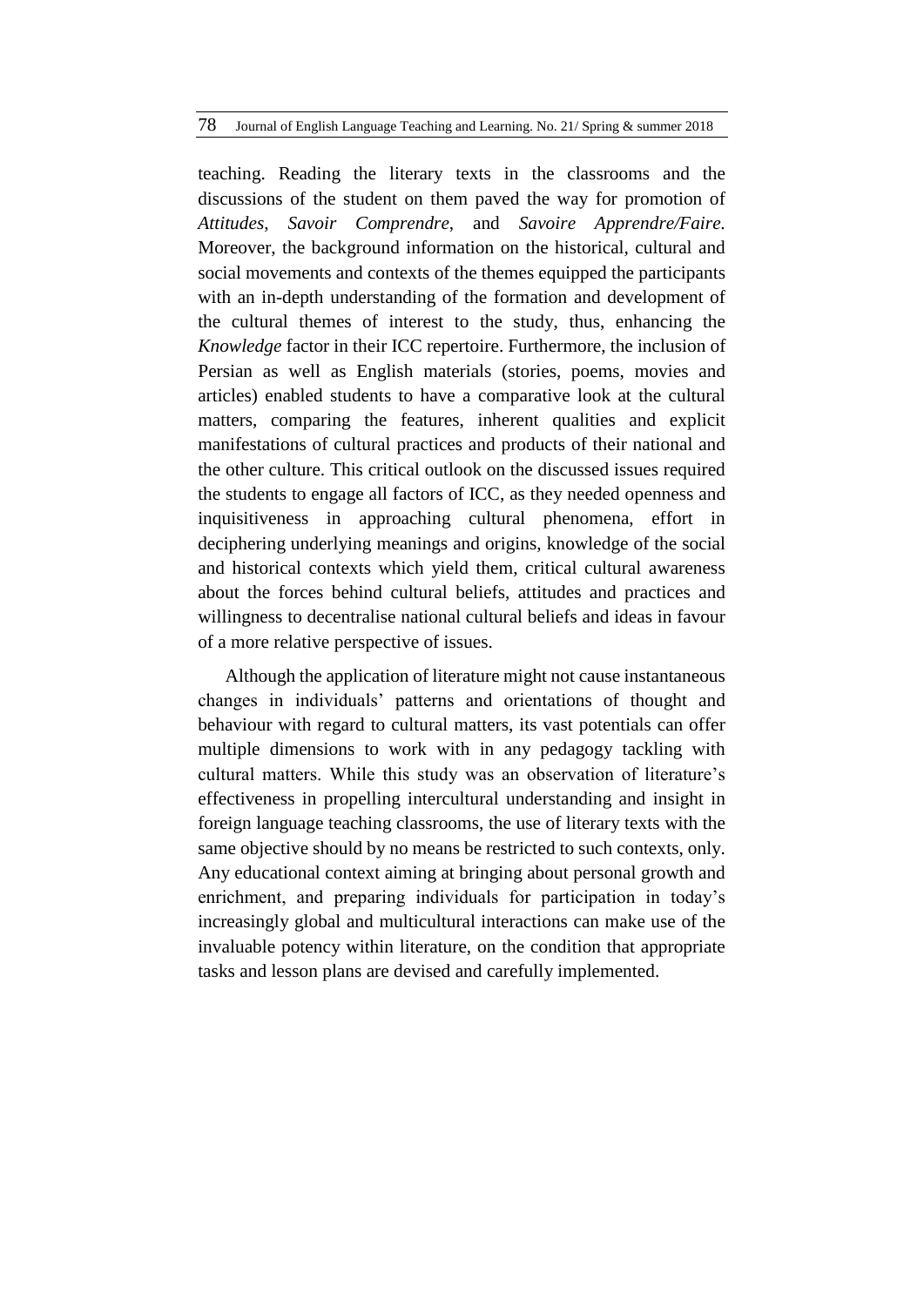teaching. Reading the literary texts in the classrooms and the discussions of the student on them paved the way for promotion of *Attitudes*, *Savoir Comprendre*, and *Savoire Apprendre/Faire.* Moreover, the background information on the historical, cultural and social movements and contexts of the themes equipped the participants with an in-depth understanding of the formation and development of the cultural themes of interest to the study, thus, enhancing the *Knowledge* factor in their ICC repertoire. Furthermore, the inclusion of Persian as well as English materials (stories, poems, movies and articles) enabled students to have a comparative look at the cultural matters, comparing the features, inherent qualities and explicit manifestations of cultural practices and products of their national and the other culture. This critical outlook on the discussed issues required the students to engage all factors of ICC, as they needed openness and inquisitiveness in approaching cultural phenomena, effort in deciphering underlying meanings and origins, knowledge of the social and historical contexts which yield them, critical cultural awareness about the forces behind cultural beliefs, attitudes and practices and willingness to decentralise national cultural beliefs and ideas in favour of a more relative perspective of issues.

Although the application of literature might not cause instantaneous changes in individuals' patterns and orientations of thought and behaviour with regard to cultural matters, its vast potentials can offer multiple dimensions to work with in any pedagogy tackling with cultural matters. While this study was an observation of literature's effectiveness in propelling intercultural understanding and insight in foreign language teaching classrooms, the use of literary texts with the same objective should by no means be restricted to such contexts, only. Any educational context aiming at bringing about personal growth and enrichment, and preparing individuals for participation in today's increasingly global and multicultural interactions can make use of the invaluable potency within literature, on the condition that appropriate tasks and lesson plans are devised and carefully implemented.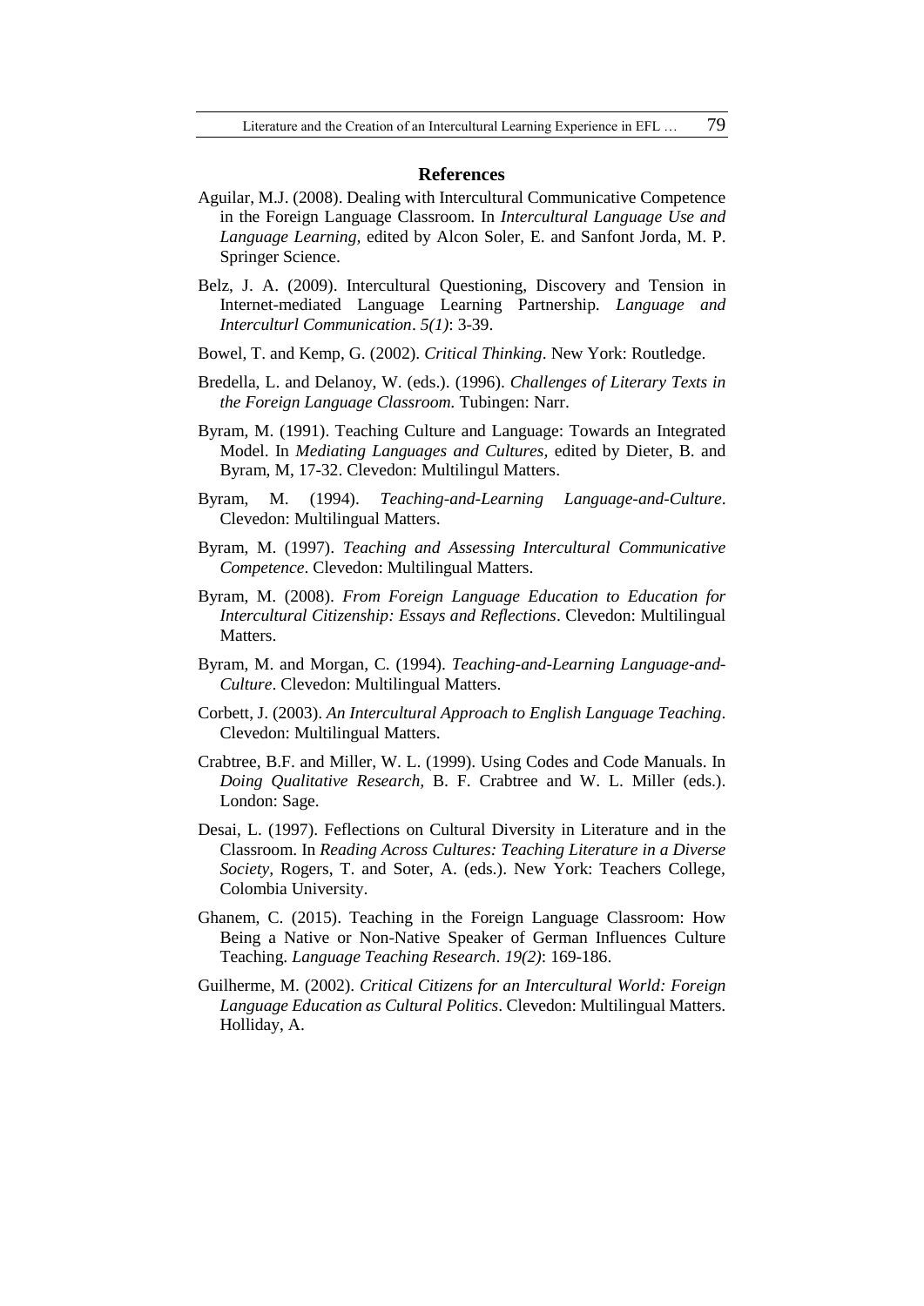## References

Aguilar, M.J. (2008). Dealing with Intercultural Communicative Competence in the Foreign Language Classroom. In *Intercultural Language Use and Language Learning,* edited by Alcon Soler, E. and Sanfont Jorda, M. P. Springer Science.

Belz, J. A. (2009). Intercultural Questioning, Discovery and Tension in Internet-mediated Language Learning Partnership. *Language and Intercultural Communication*. *5(1)*: 3-39.

Bowel, T. and Kemp, G. (2002). *Critical Thinking*. New York: Routledge.

Bredella, L. and Delanoy, W. (eds.). (1996). *Challenges of Literary Texts in the Foreign Language Classroom.* Tubingen: Narr.

Byram, M. (1991). Teaching Culture and Language: Towards an Integrated Model. In *Mediating Languages and Cultures,* edited by Dieter, B. and Byram, M, 17-32. Clevedon: Multilingul Matters.

Byram, M. (1994). *Teaching-and-Learning Language-and-Culture*. Clevedon: Multilingual Matters.

Byram, M. (1997). *Teaching and Assessing Intercultural Communicative Competence*. Clevedon: Multilingual Matters.

Byram, M. (2008). *From Foreign Language Education to Education for Intercultural Citizenship: Essays and Reflections*. Clevedon: Multilingual Matters.

Byram, M. and Morgan, C. (1994). *Teaching-and-Learning Language-and-Culture*. Clevedon: Multilingual Matters.

Corbett, J. (2003). *An Intercultural Approach to English Language Teaching*. Clevedon: Multilingual Matters.

Crabtree, B.F. and Miller, W. L. (1999). Using Codes and Code Manuals. In *Doing Qualitative Research,* B. F. Crabtree and W. L. Miller (eds.). London: Sage.

Desai, L. (1997). Feflections on Cultural Diversity in Literature and in the Classroom. In *Reading Across Cultures: Teaching Literature in a Diverse Society,* Rogers, T. and Soter, A. (eds.). New York: Teachers College, Colombia University.

Ghanem, C. (2015). Teaching in the Foreign Language Classroom: How Being a Native or Non-Native Speaker of German Influences Culture Teaching. *Language Teaching Research*. *19(2)*: 169-186.

Guilherme, M. (2002). *Critical Citizens for an Intercultural World: Foreign Language Education as Cultural Politics*. Clevedon: Multilingual Matters. Holliday, A.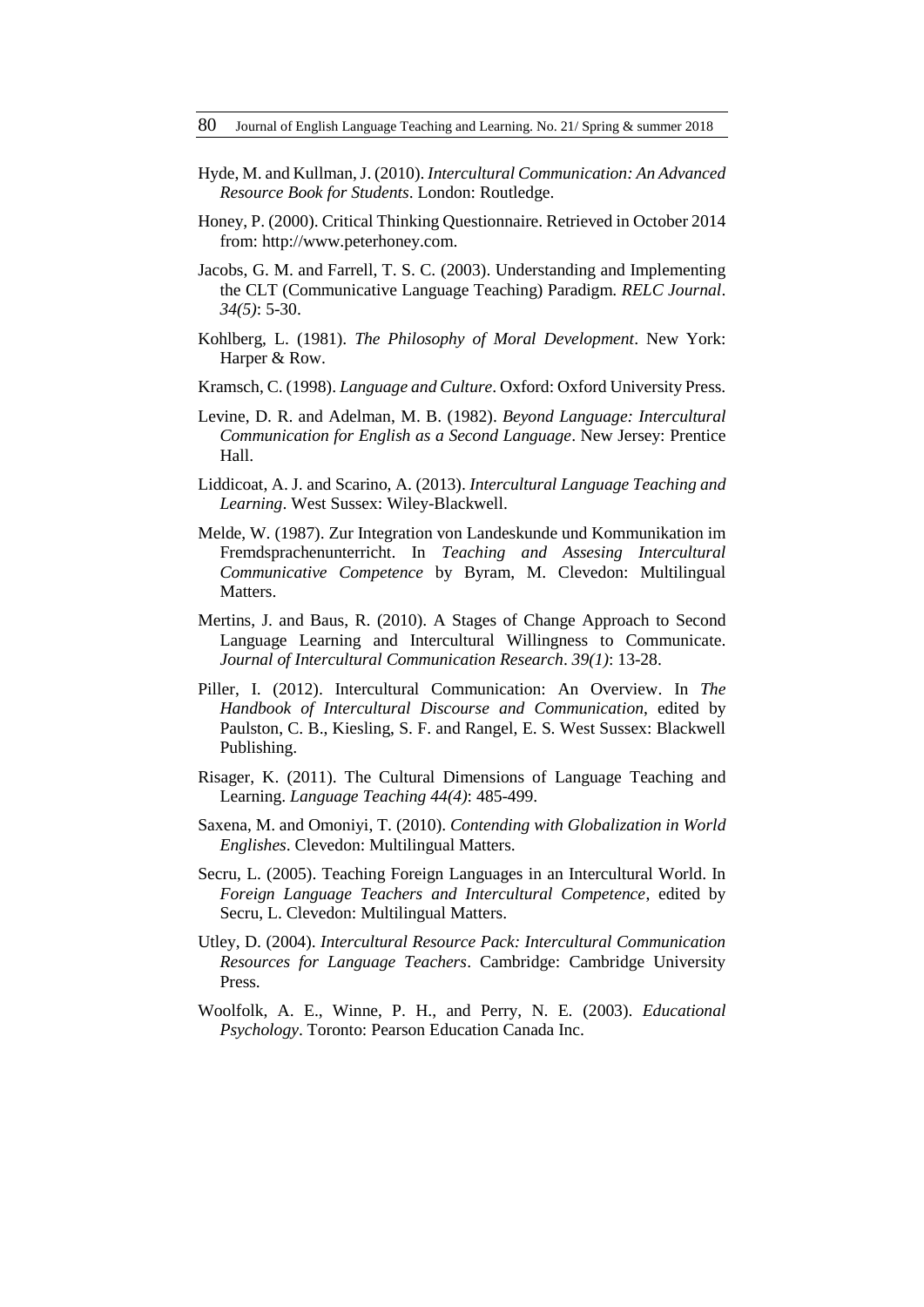Hyde, M. and Kullman, J. (2010). *Intercultural Communication: An Advanced Resource Book for Students*. London: Routledge.

Honey, P. (2000). Critical Thinking Questionnaire. Retrieved in October 2014 from: http://www.peterhoney.com.

Jacobs, G. M. and Farrell, T. S. C. (2003). Understanding and Implementing the CLT (Communicative Language Teaching) Paradigm. *RELC Journal*. *34(5)*: 5-30.

Kohlberg, L. (1981). *The Philosophy of Moral Development*. New York: Harper & Row.

Kramsch, C. (1998). *Language and Culture*. Oxford: Oxford University Press.

Levine, D. R. and Adelman, M. B. (1982). *Beyond Language: Intercultural Communication for English as a Second Language*. New Jersey: Prentice Hall.

Liddicoat, A. J. and Scarino, A. (2013). *Intercultural Language Teaching and Learning*. West Sussex: Wiley-Blackwell.

Melde, W. (1987). Zur Integration von Landeskunde und Kommunikation im Fremdsprachenunterricht. In *Teaching and Assesing Intercultural Communicative Competence* by Byram, M. Clevedon: Multilingual Matters.

Mertins, J. and Baus, R. (2010). A Stages of Change Approach to Second Language Learning and Intercultural Willingness to Communicate. *Journal of Intercultural Communication Research*. *39(1)*: 13-28.

Piller, I. (2012). Intercultural Communication: An Overview. In *The Handbook of Intercultural Discourse and Communication*, edited by Paulston, C. B., Kiesling, S. F. and Rangel, E. S. West Sussex: Blackwell Publishing.

Risager, K. (2011). The Cultural Dimensions of Language Teaching and Learning. *Language Teaching 44(4)*: 485-499.

Saxena, M. and Omoniyi, T. (2010). *Contending with Globalization in World Englishes*. Clevedon: Multilingual Matters.

Secru, L. (2005). Teaching Foreign Languages in an Intercultural World. In *Foreign Language Teachers and Intercultural Competence*, edited by Secru, L. Clevedon: Multilingual Matters.

Utley, D. (2004). *Intercultural Resource Pack: Intercultural Communication Resources for Language Teachers*. Cambridge: Cambridge University Press.

Woolfolk, A. E., Winne, P. H., and Perry, N. E. (2003). *Educational Psychology*. Toronto: Pearson Education Canada Inc.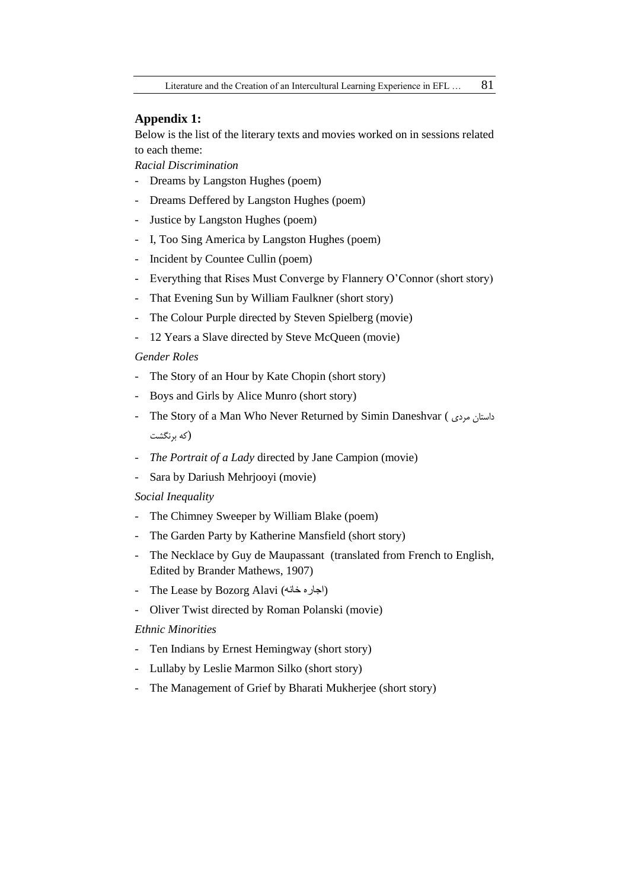## Appendix 1:

Below is the list of the literary texts and movies worked on in sessions related to each theme:

*Racial Discrimination*

- Dreams by Langston Hughes (poem)
- Dreams Deffered by Langston Hughes (poem)
- Justice by Langston Hughes (poem)
- I, Too Sing America by Langston Hughes (poem)
- Incident by Countee Cullin (poem)
- Everything that Rises Must Converge by Flannery O'Connor (short story)
- That Evening Sun by William Faulkner (short story)
- The Colour Purple directed by Steven Spielberg (movie)
- 12 Years a Slave directed by Steve McQueen (movie)

*Gender Roles*

- The Story of an Hour by Kate Chopin (short story)
- Boys and Girls by Alice Munro (short story)
- The Story of a Man Who Never Returned by Simin Daneshvar (داستان مردی که برنگشت)
- *The Portrait of a Lady* directed by Jane Campion (movie)
- Sara by Dariush Mehrjooyi (movie)

*Social Inequality*

- The Chimney Sweeper by William Blake (poem)
- The Garden Party by Katherine Mansfield (short story)
- The Necklace by Guy de Maupassant (translated from French to English, Edited by Brander Mathews, 1907)
- The Lease by Bozorg Alavi (اجاره خانه)
- Oliver Twist directed by Roman Polanski (movie)

*Ethnic Minorities*

- Ten Indians by Ernest Hemingway (short story)
- Lullaby by Leslie Marmon Silko (short story)
- The Management of Grief by Bharati Mukherjee (short story)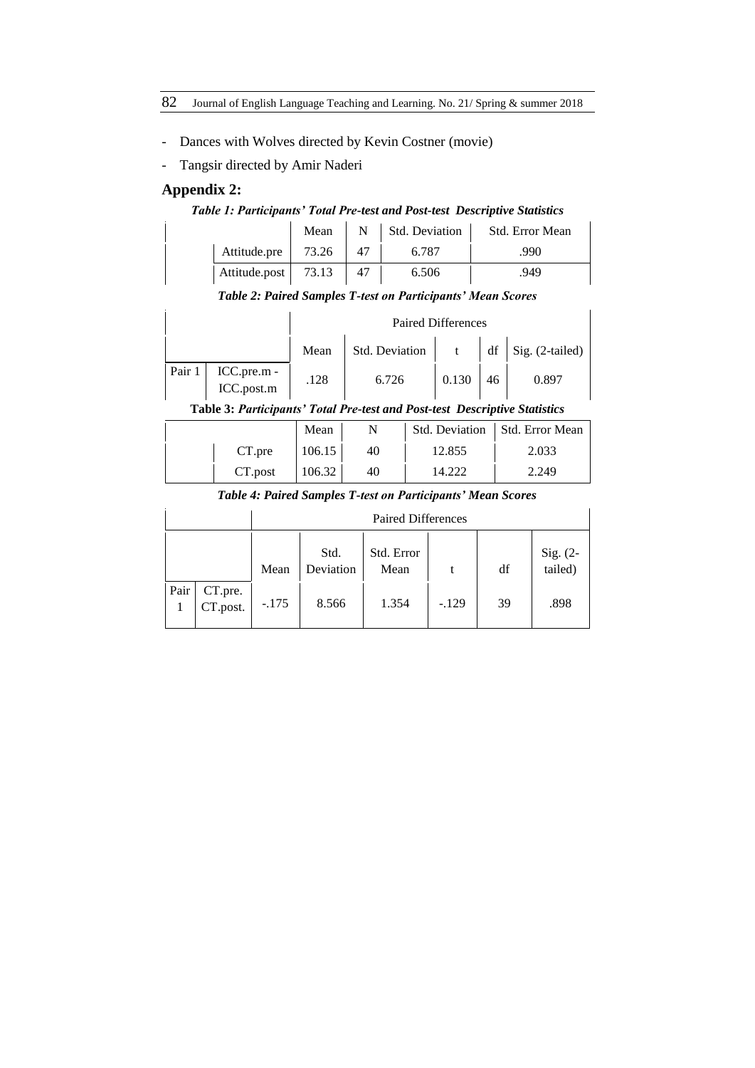- Dances with Wolves directed by Kevin Costner (movie)
- Tangsir directed by Amir Naderi

## Appendix 2:

***Table 1: Participants' Total Pre-test and Post-test Descriptive Statistics***

| | Mean | N | Std. Deviation | Std. Error Mean |
|---|---|---|---|---|
| Attitude.pre | 73.26 | 47 | 6.787 | .990 |
| Attitude.post | 73.13 | 47 | 6.506 | .949 |

***Table 2: Paired Samples T-test on Participants' Mean Scores***

| | | Paired Differences | | | | |
|---|---|---|---|---|---|---|
| | | Mean | Std. Deviation | t | df | Sig. (2-tailed) |
| Pair 1 | ICC.pre.m - ICC.post.m | .128 | 6.726 | 0.130 | 46 | 0.897 |

**Table 3:** ***Participants' Total Pre-test and Post-test Descriptive Statistics***

| | Mean | N | Std. Deviation | Std. Error Mean |
|---|---|---|---|---|
| CT.pre | 106.15 | 40 | 12.855 | 2.033 |
| CT.post | 106.32 | 40 | 14.222 | 2.249 |

***Table 4: Paired Samples T-test on Participants' Mean Scores***

| | | Paired Differences | | | | | |
|---|---|---|---|---|---|---|---|
| | | Mean | Std. Deviation | Std. Error Mean | t | df | Sig. (2-tailed) |
| Pair 1 | CT.pre. CT.post. | -.175 | 8.566 | 1.354 | -.129 | 39 | .898 |